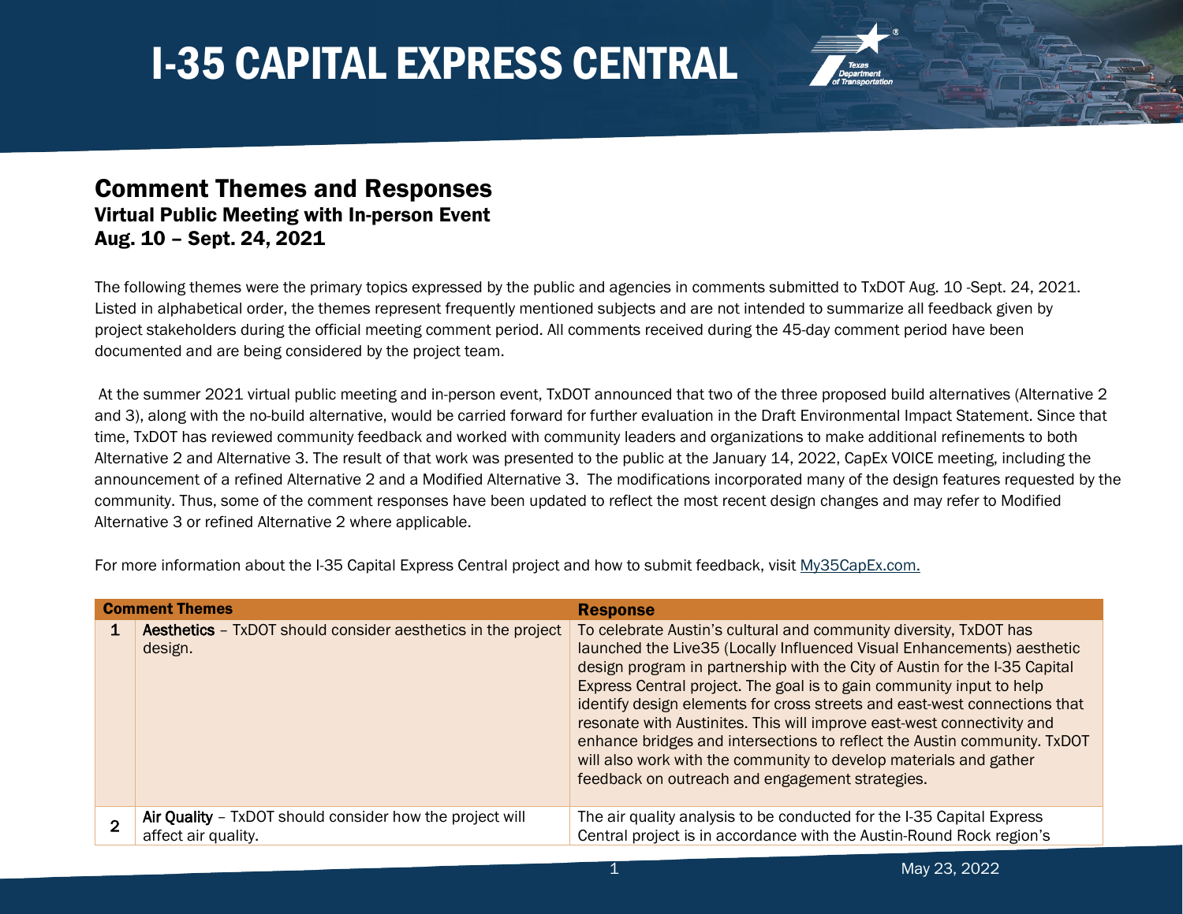# I-35 CAPITAL EXPRESS CENTRAL

## Comment Themes and Responses

### Virtual Public Meeting with In-person Event
### Aug. 10 – Sept. 24, 2021

The following themes were the primary topics expressed by the public and agencies in comments submitted to TxDOT Aug. 10 -Sept. 24, 2021. Listed in alphabetical order, the themes represent frequently mentioned subjects and are not intended to summarize all feedback given by project stakeholders during the official meeting comment period. All comments received during the 45-day comment period have been documented and are being considered by the project team.

At the summer 2021 virtual public meeting and in-person event, TxDOT announced that two of the three proposed build alternatives (Alternative 2 and 3), along with the no-build alternative, would be carried forward for further evaluation in the Draft Environmental Impact Statement. Since that time, TxDOT has reviewed community feedback and worked with community leaders and organizations to make additional refinements to both Alternative 2 and Alternative 3. The result of that work was presented to the public at the January 14, 2022, CapEx VOICE meeting, including the announcement of a refined Alternative 2 and a Modified Alternative 3. The modifications incorporated many of the design features requested by the community. Thus, some of the comment responses have been updated to reflect the most recent design changes and may refer to Modified Alternative 3 or refined Alternative 2 where applicable.

For more information about the I-35 Capital Express Central project and how to submit feedback, visit My35CapEx.com.

| | Comment Themes | Response |
|---|---|---|
| 1 | **Aesthetics** – TxDOT should consider aesthetics in the project design. | To celebrate Austin's cultural and community diversity, TxDOT has launched the Live35 (Locally Influenced Visual Enhancements) aesthetic design program in partnership with the City of Austin for the I-35 Capital Express Central project. The goal is to gain community input to help identify design elements for cross streets and east-west connections that resonate with Austinites. This will improve east-west connectivity and enhance bridges and intersections to reflect the Austin community. TxDOT will also work with the community to develop materials and gather feedback on outreach and engagement strategies. |
| 2 | **Air Quality** – TxDOT should consider how the project will affect air quality. | The air quality analysis to be conducted for the I-35 Capital Express Central project is in accordance with the Austin-Round Rock region's |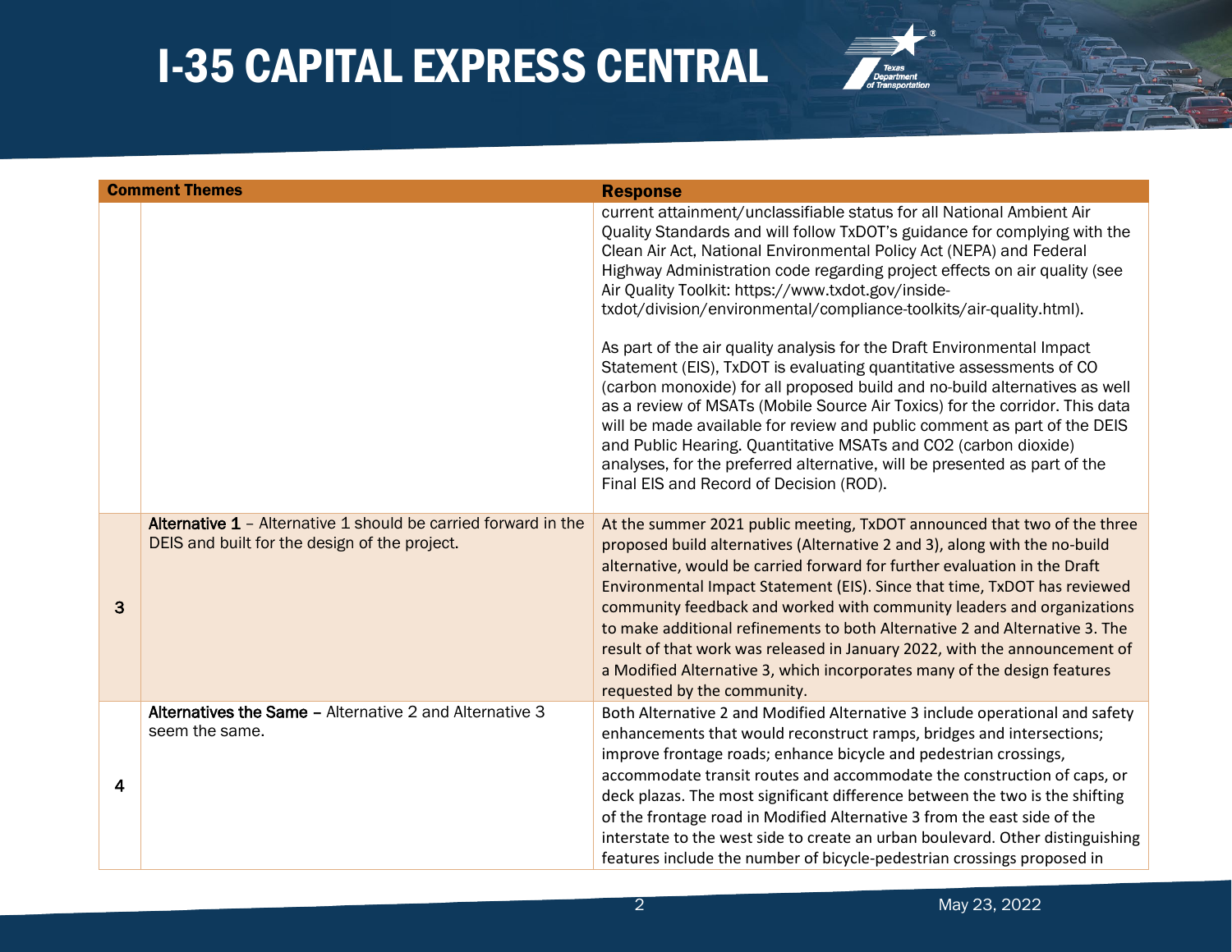| | Comment Themes | Response |
|---|---|---|
| | | current attainment/unclassifiable status for all National Ambient Air Quality Standards and will follow TxDOT's guidance for complying with the Clean Air Act, National Environmental Policy Act (NEPA) and Federal Highway Administration code regarding project effects on air quality (see Air Quality Toolkit: https://www.txdot.gov/inside-txdot/division/environmental/compliance-toolkits/air-quality.html).<br><br>As part of the air quality analysis for the Draft Environmental Impact Statement (EIS), TxDOT is evaluating quantitative assessments of CO (carbon monoxide) for all proposed build and no-build alternatives as well as a review of MSATs (Mobile Source Air Toxics) for the corridor. This data will be made available for review and public comment as part of the DEIS and Public Hearing. Quantitative MSATs and $CO_2$ (carbon dioxide) analyses, for the preferred alternative, will be presented as part of the Final EIS and Record of Decision (ROD). |
| 3 | **Alternative 1** – Alternative 1 should be carried forward in the DEIS and built for the design of the project. | At the summer 2021 public meeting, TxDOT announced that two of the three proposed build alternatives (Alternative 2 and 3), along with the no-build alternative, would be carried forward for further evaluation in the Draft Environmental Impact Statement (EIS). Since that time, TxDOT has reviewed community feedback and worked with community leaders and organizations to make additional refinements to both Alternative 2 and Alternative 3. The result of that work was released in January 2022, with the announcement of a Modified Alternative 3, which incorporates many of the design features requested by the community. |
| 4 | **Alternatives the Same** – Alternative 2 and Alternative 3 seem the same. | Both Alternative 2 and Modified Alternative 3 include operational and safety enhancements that would reconstruct ramps, bridges and intersections; improve frontage roads; enhance bicycle and pedestrian crossings, accommodate transit routes and accommodate the construction of caps, or deck plazas. The most significant difference between the two is the shifting of the frontage road in Modified Alternative 3 from the east side of the interstate to the west side to create an urban boulevard. Other distinguishing features include the number of bicycle-pedestrian crossings proposed in |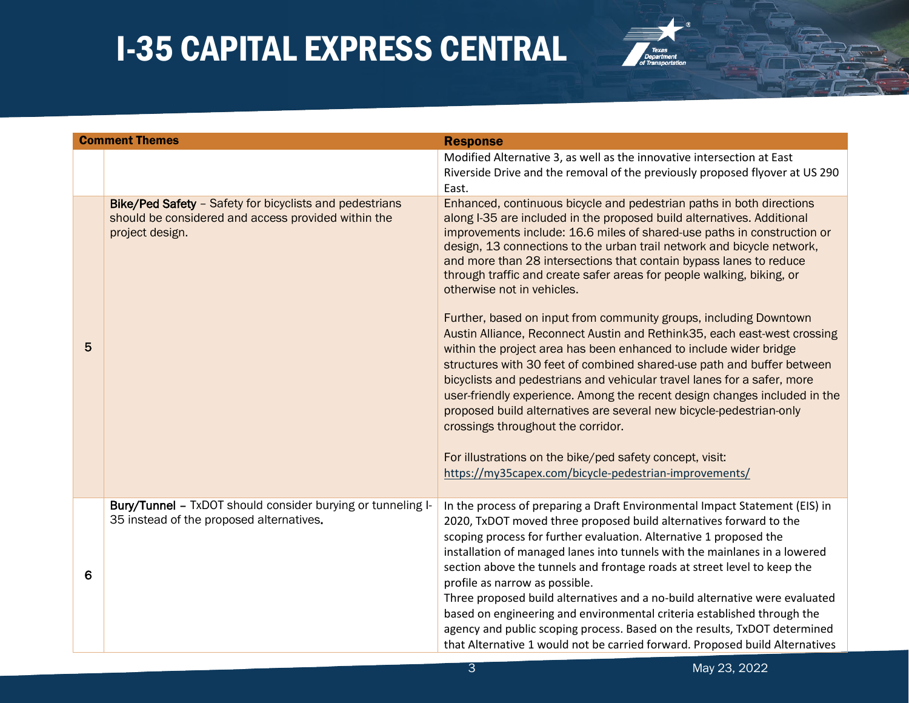| Comment Themes | | Response |
|---|---|---|
| | | Modified Alternative 3, as well as the innovative intersection at East Riverside Drive and the removal of the previously proposed flyover at US 290 East. |
| 5 | **Bike/Ped Safety** – Safety for bicyclists and pedestrians should be considered and access provided within the project design. | Enhanced, continuous bicycle and pedestrian paths in both directions along I-35 are included in the proposed build alternatives. Additional improvements include: 16.6 miles of shared-use paths in construction or design, 13 connections to the urban trail network and bicycle network, and more than 28 intersections that contain bypass lanes to reduce through traffic and create safer areas for people walking, biking, or otherwise not in vehicles.<br><br>Further, based on input from community groups, including Downtown Austin Alliance, Reconnect Austin and Rethink35, each east-west crossing within the project area has been enhanced to include wider bridge structures with 30 feet of combined shared-use path and buffer between bicyclists and pedestrians and vehicular travel lanes for a safer, more user-friendly experience. Among the recent design changes included in the proposed build alternatives are several new bicycle-pedestrian-only crossings throughout the corridor.<br><br>For illustrations on the bike/ped safety concept, visit: https://my35capex.com/bicycle-pedestrian-improvements/ |
| 6 | **Bury/Tunnel** – TxDOT should consider burying or tunneling I-35 instead of the proposed alternatives. | In the process of preparing a Draft Environmental Impact Statement (EIS) in 2020, TxDOT moved three proposed build alternatives forward to the scoping process for further evaluation. Alternative 1 proposed the installation of managed lanes into tunnels with the mainlanes in a lowered section above the tunnels and frontage roads at street level to keep the profile as narrow as possible.<br>Three proposed build alternatives and a no-build alternative were evaluated based on engineering and environmental criteria established through the agency and public scoping process. Based on the results, TxDOT determined that Alternative 1 would not be carried forward. Proposed build Alternatives |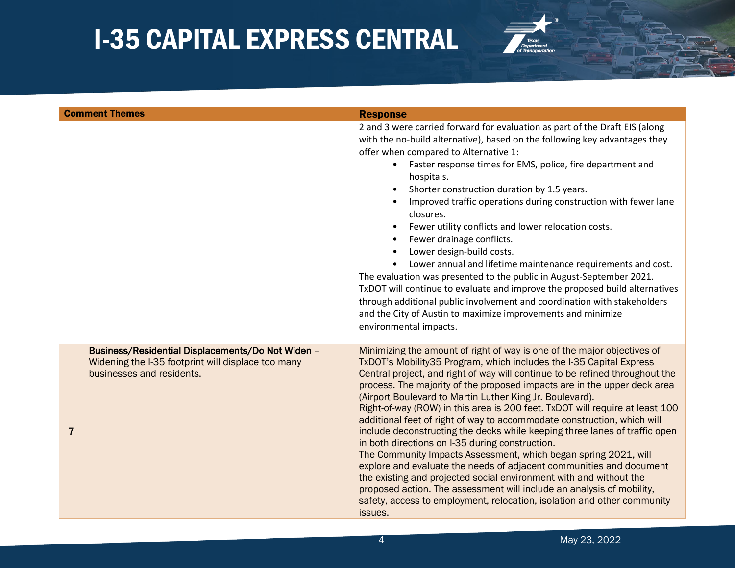| | Comment Themes | Response |
|---|---|---|
| | | 2 and 3 were carried forward for evaluation as part of the Draft EIS (along with the no-build alternative), based on the following key advantages they offer when compared to Alternative 1:<br>• Faster response times for EMS, police, fire department and hospitals.<br>• Shorter construction duration by 1.5 years.<br>• Improved traffic operations during construction with fewer lane closures.<br>• Fewer utility conflicts and lower relocation costs.<br>• Fewer drainage conflicts.<br>• Lower design-build costs.<br>• Lower annual and lifetime maintenance requirements and cost.<br>The evaluation was presented to the public in August-September 2021. TxDOT will continue to evaluate and improve the proposed build alternatives through additional public involvement and coordination with stakeholders and the City of Austin to maximize improvements and minimize environmental impacts. |
| 7 | **Business/Residential Displacements/Do Not Widen** – Widening the I-35 footprint will displace too many businesses and residents. | Minimizing the amount of right of way is one of the major objectives of TxDOT's Mobility35 Program, which includes the I-35 Capital Express Central project, and right of way will continue to be refined throughout the process. The majority of the proposed impacts are in the upper deck area (Airport Boulevard to Martin Luther King Jr. Boulevard).<br>Right-of-way (ROW) in this area is 200 feet. TxDOT will require at least 100 additional feet of right of way to accommodate construction, which will include deconstructing the decks while keeping three lanes of traffic open in both directions on I-35 during construction.<br>The Community Impacts Assessment, which began spring 2021, will explore and evaluate the needs of adjacent communities and document the existing and projected social environment with and without the proposed action. The assessment will include an analysis of mobility, safety, access to employment, relocation, isolation and other community issues. |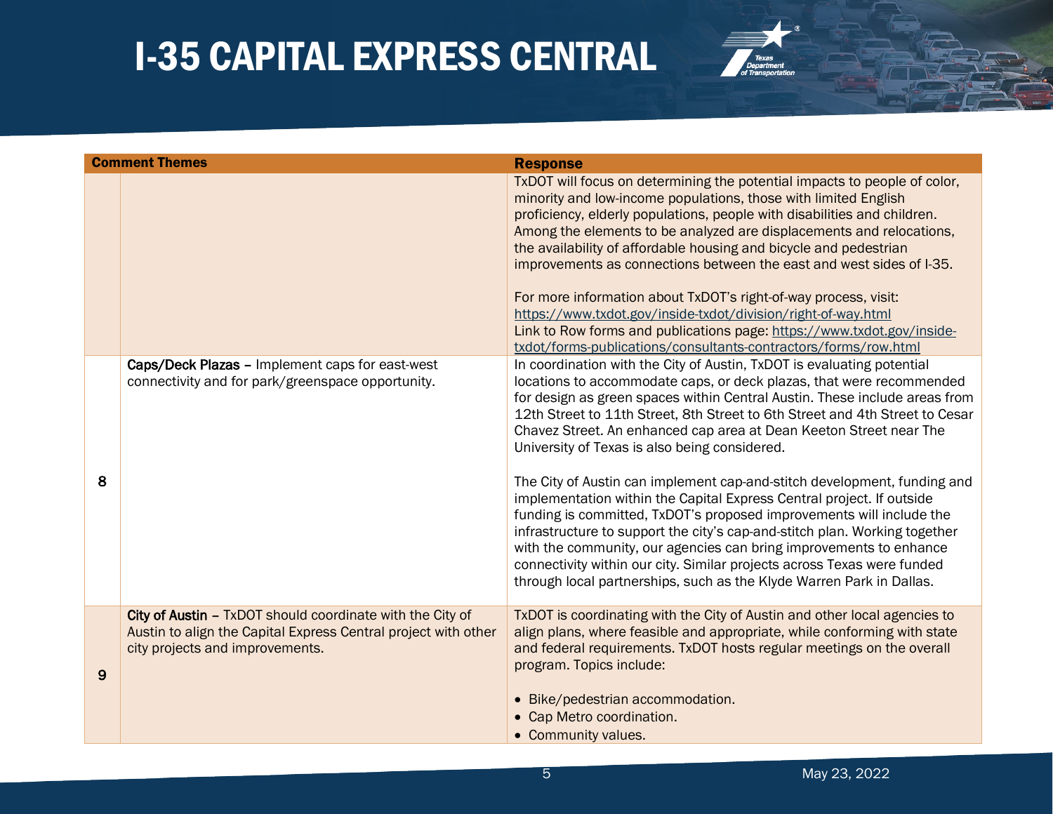# I-35 CAPITAL EXPRESS CENTRAL

| | Comment Themes | Response |
|---|---|---|
| | | TxDOT will focus on determining the potential impacts to people of color, minority and low-income populations, those with limited English proficiency, elderly populations, people with disabilities and children. Among the elements to be analyzed are displacements and relocations, the availability of affordable housing and bicycle and pedestrian improvements as connections between the east and west sides of I-35.<br><br>For more information about TxDOT's right-of-way process, visit: https://www.txdot.gov/inside-txdot/division/right-of-way.html<br>Link to Row forms and publications page: https://www.txdot.gov/inside-txdot/forms-publications/consultants-contractors/forms/row.html |
| 8 | **Caps/Deck Plazas** – Implement caps for east-west connectivity and for park/greenspace opportunity. | In coordination with the City of Austin, TxDOT is evaluating potential locations to accommodate caps, or deck plazas, that were recommended for design as green spaces within Central Austin. These include areas from 12th Street to 11th Street, 8th Street to 6th Street and 4th Street to Cesar Chavez Street. An enhanced cap area at Dean Keeton Street near The University of Texas is also being considered.<br><br>The City of Austin can implement cap-and-stitch development, funding and implementation within the Capital Express Central project. If outside funding is committed, TxDOT's proposed improvements will include the infrastructure to support the city's cap-and-stitch plan. Working together with the community, our agencies can bring improvements to enhance connectivity within our city. Similar projects across Texas were funded through local partnerships, such as the Klyde Warren Park in Dallas. |
| 9 | **City of Austin** – TxDOT should coordinate with the City of Austin to align the Capital Express Central project with other city projects and improvements. | TxDOT is coordinating with the City of Austin and other local agencies to align plans, where feasible and appropriate, while conforming with state and federal requirements. TxDOT hosts regular meetings on the overall program. Topics include:<br><br>• Bike/pedestrian accommodation.<br>• Cap Metro coordination.<br>• Community values. |

May 23, 2022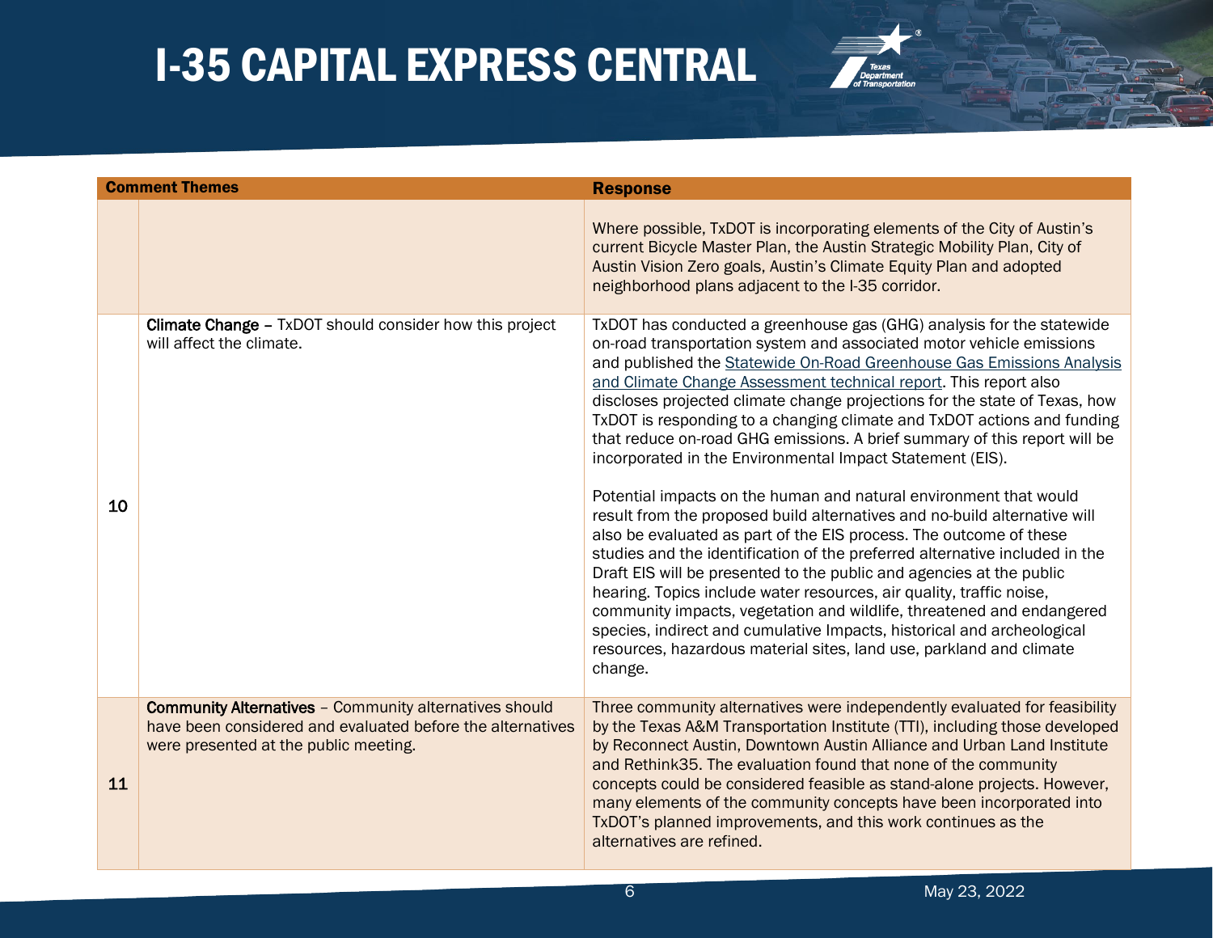| | Comment Themes | Response |
|---|---|---|
| | | Where possible, TxDOT is incorporating elements of the City of Austin's current Bicycle Master Plan, the Austin Strategic Mobility Plan, City of Austin Vision Zero goals, Austin's Climate Equity Plan and adopted neighborhood plans adjacent to the I-35 corridor. |
| 10 | **Climate Change** – TxDOT should consider how this project will affect the climate. | TxDOT has conducted a greenhouse gas (GHG) analysis for the statewide on-road transportation system and associated motor vehicle emissions and published the Statewide On-Road Greenhouse Gas Emissions Analysis and Climate Change Assessment technical report. This report also discloses projected climate change projections for the state of Texas, how TxDOT is responding to a changing climate and TxDOT actions and funding that reduce on-road GHG emissions. A brief summary of this report will be incorporated in the Environmental Impact Statement (EIS).<br><br>Potential impacts on the human and natural environment that would result from the proposed build alternatives and no-build alternative will also be evaluated as part of the EIS process. The outcome of these studies and the identification of the preferred alternative included in the Draft EIS will be presented to the public and agencies at the public hearing. Topics include water resources, air quality, traffic noise, community impacts, vegetation and wildlife, threatened and endangered species, indirect and cumulative Impacts, historical and archeological resources, hazardous material sites, land use, parkland and climate change. |
| 11 | **Community Alternatives** – Community alternatives should have been considered and evaluated before the alternatives were presented at the public meeting. | Three community alternatives were independently evaluated for feasibility by the Texas A&M Transportation Institute (TTI), including those developed by Reconnect Austin, Downtown Austin Alliance and Urban Land Institute and Rethink35. The evaluation found that none of the community concepts could be considered feasible as stand-alone projects. However, many elements of the community concepts have been incorporated into TxDOT's planned improvements, and this work continues as the alternatives are refined. |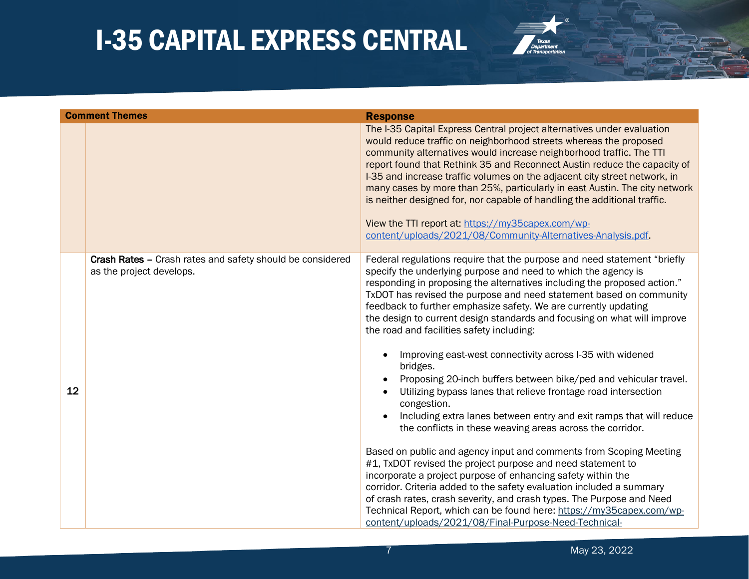| | Comment Themes | Response |
|---|---|---|
| | | The I-35 Capital Express Central project alternatives under evaluation would reduce traffic on neighborhood streets whereas the proposed community alternatives would increase neighborhood traffic. The TTI report found that Rethink 35 and Reconnect Austin reduce the capacity of I-35 and increase traffic volumes on the adjacent city street network, in many cases by more than 25%, particularly in east Austin. The city network is neither designed for, nor capable of handling the additional traffic.<br><br>View the TTI report at: [https://my35capex.com/wp-content/uploads/2021/08/Community-Alternatives-Analysis.pdf](https://my35capex.com/wp-content/uploads/2021/08/Community-Alternatives-Analysis.pdf). |
| 12 | **Crash Rates –** Crash rates and safety should be considered as the project develops. | Federal regulations require that the purpose and need statement "briefly specify the underlying purpose and need to which the agency is responding in proposing the alternatives including the proposed action." TxDOT has revised the purpose and need statement based on community feedback to further emphasize safety. We are currently updating the design to current design standards and focusing on what will improve the road and facilities safety including:<br><br>• Improving east-west connectivity across I-35 with widened bridges.<br>• Proposing 20-inch buffers between bike/ped and vehicular travel.<br>• Utilizing bypass lanes that relieve frontage road intersection congestion.<br>• Including extra lanes between entry and exit ramps that will reduce the conflicts in these weaving areas across the corridor.<br><br>Based on public and agency input and comments from Scoping Meeting #1, TxDOT revised the project purpose and need statement to incorporate a project purpose of enhancing safety within the corridor. Criteria added to the safety evaluation included a summary of crash rates, crash severity, and crash types. The Purpose and Need Technical Report, which can be found here: https://my35capex.com/wp-content/uploads/2021/08/Final-Purpose-Need-Technical- |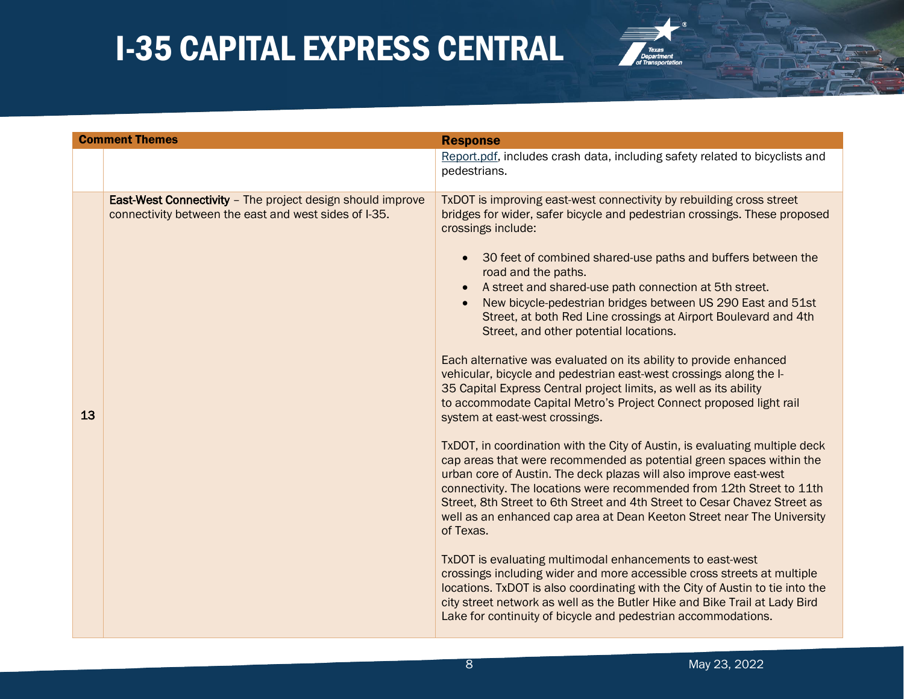| Comment Themes | | Response |
|---|---|---|
| | | Report.pdf, includes crash data, including safety related to bicyclists and pedestrians. |
| 13 | **East-West Connectivity** – The project design should improve connectivity between the east and west sides of I-35. | TxDOT is improving east-west connectivity by rebuilding cross street bridges for wider, safer bicycle and pedestrian crossings. These proposed crossings include:<br><br>• 30 feet of combined shared-use paths and buffers between the road and the paths.<br>• A street and shared-use path connection at 5th street.<br>• New bicycle-pedestrian bridges between US 290 East and 51st Street, at both Red Line crossings at Airport Boulevard and 4th Street, and other potential locations.<br><br>Each alternative was evaluated on its ability to provide enhanced vehicular, bicycle and pedestrian east-west crossings along the I-35 Capital Express Central project limits, as well as its ability to accommodate Capital Metro's Project Connect proposed light rail system at east-west crossings.<br><br>TxDOT, in coordination with the City of Austin, is evaluating multiple deck cap areas that were recommended as potential green spaces within the urban core of Austin. The deck plazas will also improve east-west connectivity. The locations were recommended from 12th Street to 11th Street, 8th Street to 6th Street and 4th Street to Cesar Chavez Street as well as an enhanced cap area at Dean Keeton Street near The University of Texas.<br><br>TxDOT is evaluating multimodal enhancements to east-west crossings including wider and more accessible cross streets at multiple locations. TxDOT is also coordinating with the City of Austin to tie into the city street network as well as the Butler Hike and Bike Trail at Lady Bird Lake for continuity of bicycle and pedestrian accommodations. |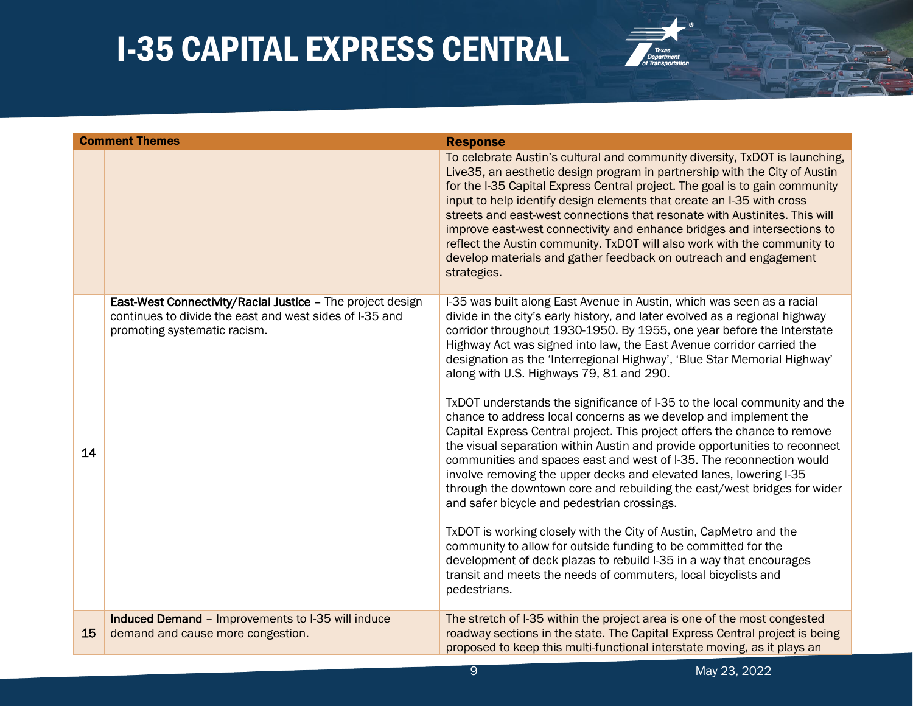| Comment Themes | | Response |
|---|---|---|
| | | To celebrate Austin's cultural and community diversity, TxDOT is launching, Live35, an aesthetic design program in partnership with the City of Austin for the I-35 Capital Express Central project. The goal is to gain community input to help identify design elements that create an I-35 with cross streets and east-west connections that resonate with Austinites. This will improve east-west connectivity and enhance bridges and intersections to reflect the Austin community. TxDOT will also work with the community to develop materials and gather feedback on outreach and engagement strategies. |
| 14 | **East-West Connectivity/Racial Justice** – The project design continues to divide the east and west sides of I-35 and promoting systematic racism. | I-35 was built along East Avenue in Austin, which was seen as a racial divide in the city's early history, and later evolved as a regional highway corridor throughout 1930-1950. By 1955, one year before the Interstate Highway Act was signed into law, the East Avenue corridor carried the designation as the 'Interregional Highway', 'Blue Star Memorial Highway' along with U.S. Highways 79, 81 and 290.<br><br>TxDOT understands the significance of I-35 to the local community and the chance to address local concerns as we develop and implement the Capital Express Central project. This project offers the chance to remove the visual separation within Austin and provide opportunities to reconnect communities and spaces east and west of I-35. The reconnection would involve removing the upper decks and elevated lanes, lowering I-35 through the downtown core and rebuilding the east/west bridges for wider and safer bicycle and pedestrian crossings.<br><br>TxDOT is working closely with the City of Austin, CapMetro and the community to allow for outside funding to be committed for the development of deck plazas to rebuild I-35 in a way that encourages transit and meets the needs of commuters, local bicyclists and pedestrians. |
| 15 | **Induced Demand** – Improvements to I-35 will induce demand and cause more congestion. | The stretch of I-35 within the project area is one of the most congested roadway sections in the state. The Capital Express Central project is being proposed to keep this multi-functional interstate moving, as it plays an |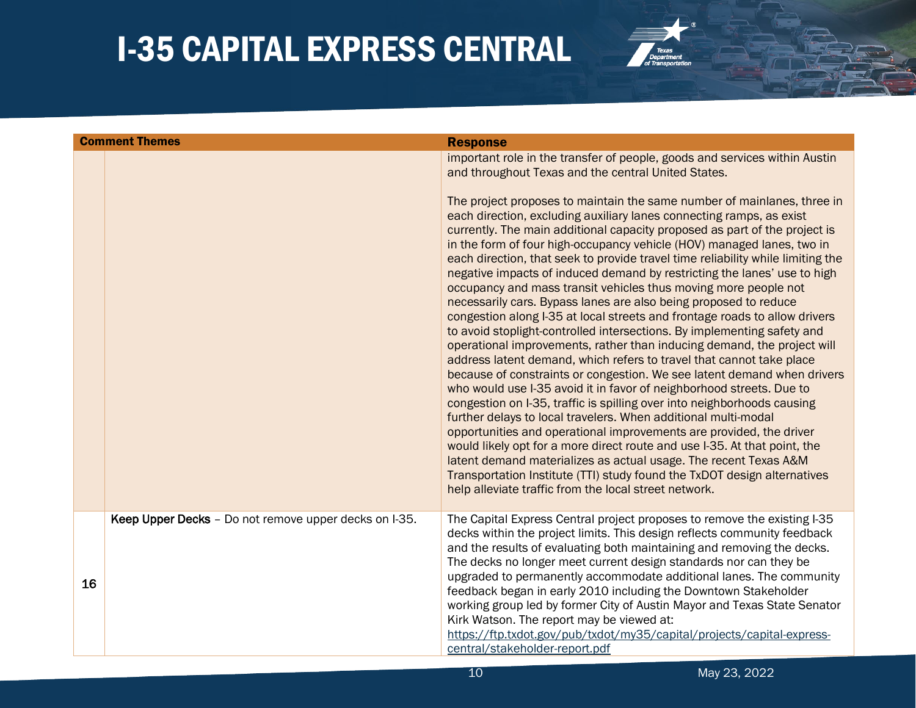# I-35 CAPITAL EXPRESS CENTRAL

| | Comment Themes | Response |
|---|---|---|
| | | important role in the transfer of people, goods and services within Austin and throughout Texas and the central United States.<br><br>The project proposes to maintain the same number of mainlanes, three in each direction, excluding auxiliary lanes connecting ramps, as exist currently. The main additional capacity proposed as part of the project is in the form of four high-occupancy vehicle (HOV) managed lanes, two in each direction, that seek to provide travel time reliability while limiting the negative impacts of induced demand by restricting the lanes' use to high occupancy and mass transit vehicles thus moving more people not necessarily cars. Bypass lanes are also being proposed to reduce congestion along I-35 at local streets and frontage roads to allow drivers to avoid stoplight-controlled intersections. By implementing safety and operational improvements, rather than inducing demand, the project will address latent demand, which refers to travel that cannot take place because of constraints or congestion. We see latent demand when drivers who would use I-35 avoid it in favor of neighborhood streets. Due to congestion on I-35, traffic is spilling over into neighborhoods causing further delays to local travelers. When additional multi-modal opportunities and operational improvements are provided, the driver would likely opt for a more direct route and use I-35. At that point, the latent demand materializes as actual usage. The recent Texas A&M Transportation Institute (TTI) study found the TxDOT design alternatives help alleviate traffic from the local street network. |
| 16 | **Keep Upper Decks** – Do not remove upper decks on I-35. | The Capital Express Central project proposes to remove the existing I-35 decks within the project limits. This design reflects community feedback and the results of evaluating both maintaining and removing the decks. The decks no longer meet current design standards nor can they be upgraded to permanently accommodate additional lanes. The community feedback began in early 2010 including the Downtown Stakeholder working group led by former City of Austin Mayor and Texas State Senator Kirk Watson. The report may be viewed at: https://ftp.txdot.gov/pub/txdot/my35/capital/projects/capital-express-central/stakeholder-report.pdf |

May 23, 2022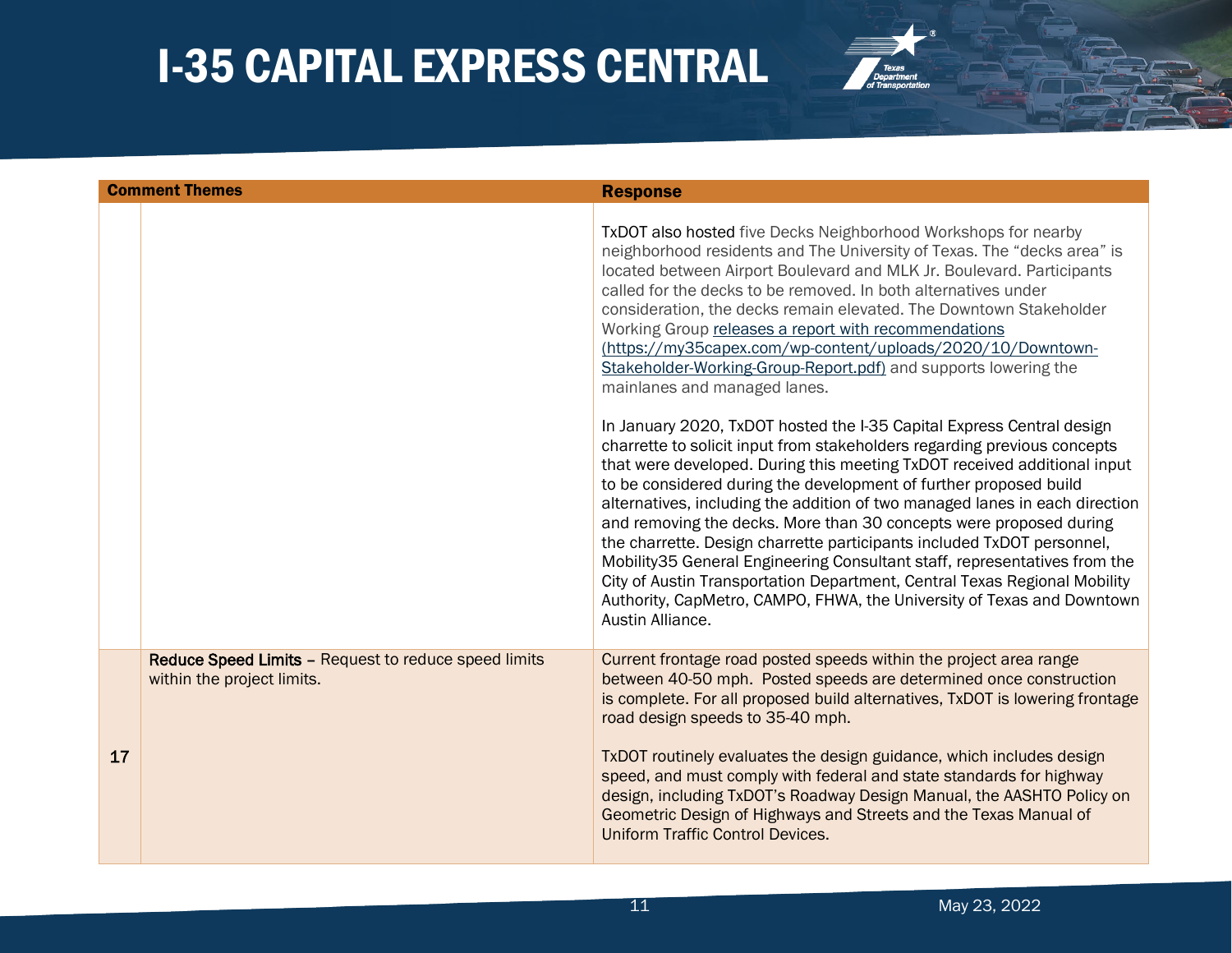# I-35 CAPITAL EXPRESS CENTRAL

| | Comment Themes | Response |
|---|---|---|
| | | TxDOT also hosted five Decks Neighborhood Workshops for nearby neighborhood residents and The University of Texas. The "decks area" is located between Airport Boulevard and MLK Jr. Boulevard. Participants called for the decks to be removed. In both alternatives under consideration, the decks remain elevated. The Downtown Stakeholder Working Group [releases a report with recommendations (https://my35capex.com/wp-content/uploads/2020/10/Downtown-Stakeholder-Working-Group-Report.pdf)](https://my35capex.com/wp-content/uploads/2020/10/Downtown-Stakeholder-Working-Group-Report.pdf) and supports lowering the mainlanes and managed lanes.<br><br>In January 2020, TxDOT hosted the I-35 Capital Express Central design charrette to solicit input from stakeholders regarding previous concepts that were developed. During this meeting TxDOT received additional input to be considered during the development of further proposed build alternatives, including the addition of two managed lanes in each direction and removing the decks. More than 30 concepts were proposed during the charrette. Design charrette participants included TxDOT personnel, Mobility35 General Engineering Consultant staff, representatives from the City of Austin Transportation Department, Central Texas Regional Mobility Authority, CapMetro, CAMPO, FHWA, the University of Texas and Downtown Austin Alliance. |
| 17 | **Reduce Speed Limits** – Request to reduce speed limits within the project limits. | Current frontage road posted speeds within the project area range between 40-50 mph. Posted speeds are determined once construction is complete. For all proposed build alternatives, TxDOT is lowering frontage road design speeds to 35-40 mph.<br><br>TxDOT routinely evaluates the design guidance, which includes design speed, and must comply with federal and state standards for highway design, including TxDOT's Roadway Design Manual, the AASHTO Policy on Geometric Design of Highways and Streets and the Texas Manual of Uniform Traffic Control Devices. |

May 23, 2022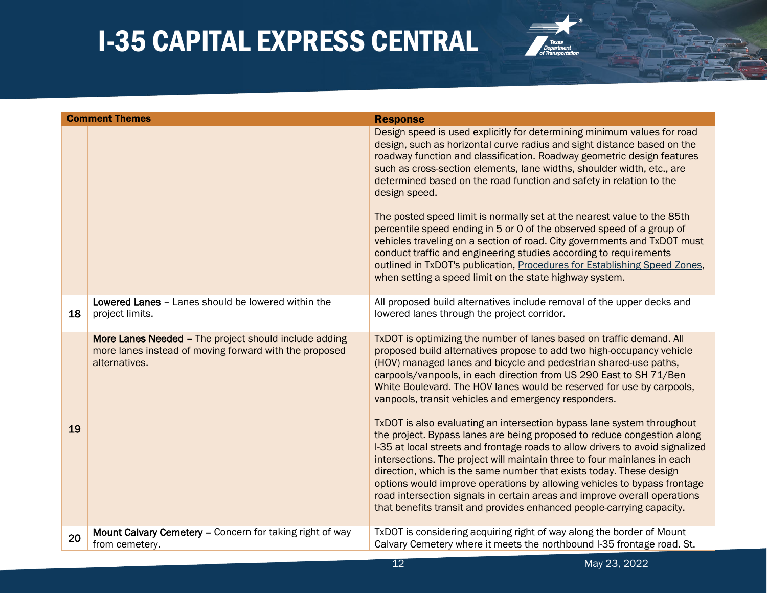| | Comment Themes | Response |
|---|---|---|
| | | Design speed is used explicitly for determining minimum values for road design, such as horizontal curve radius and sight distance based on the roadway function and classification. Roadway geometric design features such as cross-section elements, lane widths, shoulder width, etc., are determined based on the road function and safety in relation to the design speed.<br><br>The posted speed limit is normally set at the nearest value to the 85th percentile speed ending in 5 or 0 of the observed speed of a group of vehicles traveling on a section of road. City governments and TxDOT must conduct traffic and engineering studies according to requirements outlined in TxDOT's publication, Procedures for Establishing Speed Zones, when setting a speed limit on the state highway system. |
| 18 | **Lowered Lanes** – Lanes should be lowered within the project limits. | All proposed build alternatives include removal of the upper decks and lowered lanes through the project corridor. |
| 19 | **More Lanes Needed –** The project should include adding more lanes instead of moving forward with the proposed alternatives. | TxDOT is optimizing the number of lanes based on traffic demand. All proposed build alternatives propose to add two high-occupancy vehicle (HOV) managed lanes and bicycle and pedestrian shared-use paths, carpools/vanpools, in each direction from US 290 East to SH 71/Ben White Boulevard. The HOV lanes would be reserved for use by carpools, vanpools, transit vehicles and emergency responders.<br><br>TxDOT is also evaluating an intersection bypass lane system throughout the project. Bypass lanes are being proposed to reduce congestion along I-35 at local streets and frontage roads to allow drivers to avoid signalized intersections. The project will maintain three to four mainlanes in each direction, which is the same number that exists today. These design options would improve operations by allowing vehicles to bypass frontage road intersection signals in certain areas and improve overall operations that benefits transit and provides enhanced people-carrying capacity. |
| 20 | **Mount Calvary Cemetery –** Concern for taking right of way from cemetery. | TxDOT is considering acquiring right of way along the border of Mount Calvary Cemetery where it meets the northbound I-35 frontage road. St. |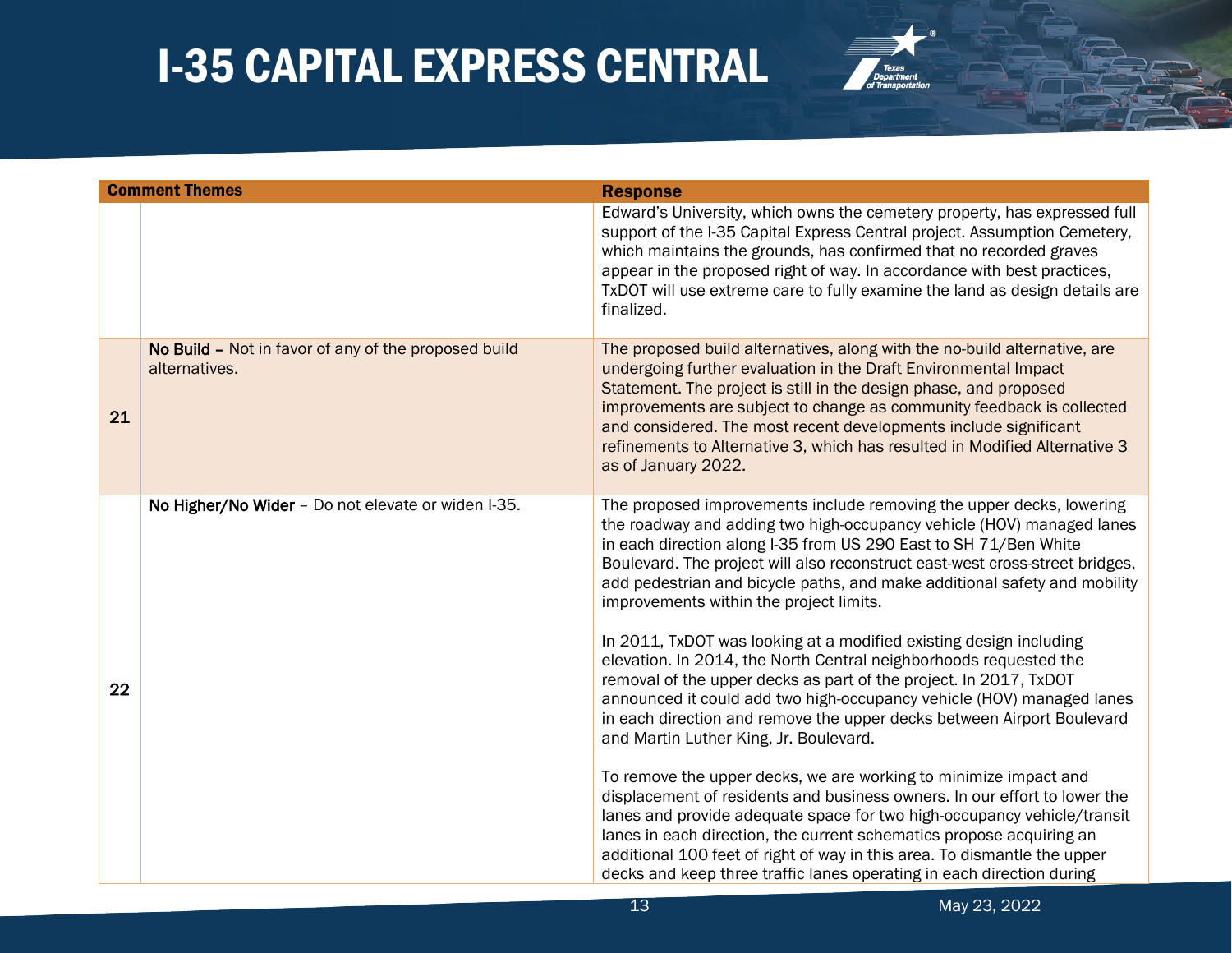| | Comment Themes | Response |
|---|---|---|
| | | Edward's University, which owns the cemetery property, has expressed full support of the I-35 Capital Express Central project. Assumption Cemetery, which maintains the grounds, has confirmed that no recorded graves appear in the proposed right of way. In accordance with best practices, TxDOT will use extreme care to fully examine the land as design details are finalized. |
| 21 | **No Build –** Not in favor of any of the proposed build alternatives. | The proposed build alternatives, along with the no-build alternative, are undergoing further evaluation in the Draft Environmental Impact Statement. The project is still in the design phase, and proposed improvements are subject to change as community feedback is collected and considered. The most recent developments include significant refinements to Alternative 3, which has resulted in Modified Alternative 3 as of January 2022. |
| 22 | **No Higher/No Wider** – Do not elevate or widen I-35. | The proposed improvements include removing the upper decks, lowering the roadway and adding two high-occupancy vehicle (HOV) managed lanes in each direction along I-35 from US 290 East to SH 71/Ben White Boulevard. The project will also reconstruct east-west cross-street bridges, add pedestrian and bicycle paths, and make additional safety and mobility improvements within the project limits.<br><br>In 2011, TxDOT was looking at a modified existing design including elevation. In 2014, the North Central neighborhoods requested the removal of the upper decks as part of the project. In 2017, TxDOT announced it could add two high-occupancy vehicle (HOV) managed lanes in each direction and remove the upper decks between Airport Boulevard and Martin Luther King, Jr. Boulevard.<br><br>To remove the upper decks, we are working to minimize impact and displacement of residents and business owners. In our effort to lower the lanes and provide adequate space for two high-occupancy vehicle/transit lanes in each direction, the current schematics propose acquiring an additional 100 feet of right of way in this area. To dismantle the upper decks and keep three traffic lanes operating in each direction during |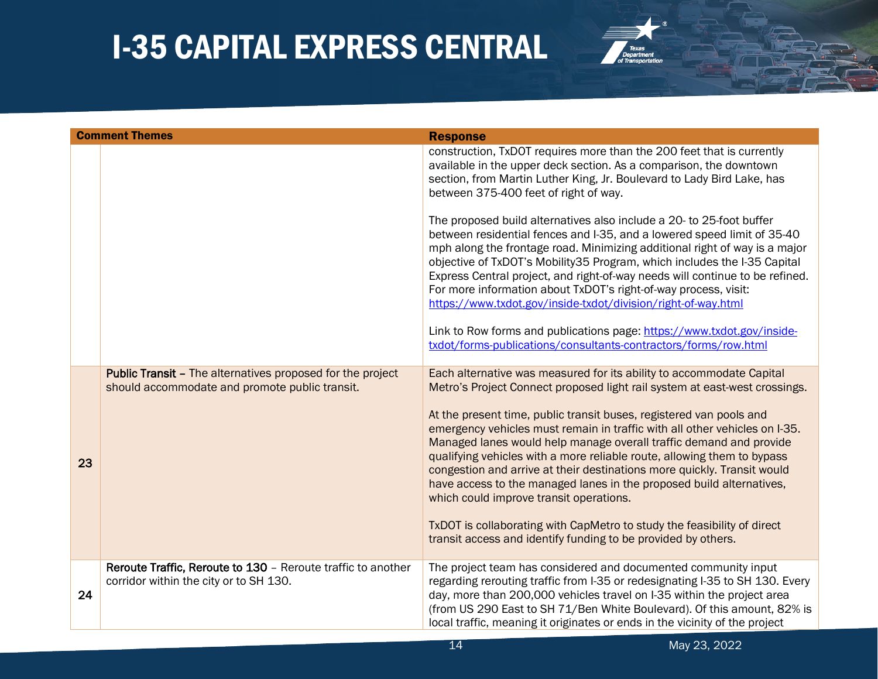# I-35 CAPITAL EXPRESS CENTRAL

| | Comment Themes | Response |
|---|---|---|
| | | construction, TxDOT requires more than the 200 feet that is currently available in the upper deck section. As a comparison, the downtown section, from Martin Luther King, Jr. Boulevard to Lady Bird Lake, has between 375-400 feet of right of way.<br><br>The proposed build alternatives also include a 20- to 25-foot buffer between residential fences and I-35, and a lowered speed limit of 35-40 mph along the frontage road. Minimizing additional right of way is a major objective of TxDOT's Mobility35 Program, which includes the I-35 Capital Express Central project, and right-of-way needs will continue to be refined. For more information about TxDOT's right-of-way process, visit: https://www.txdot.gov/inside-txdot/division/right-of-way.html<br><br>Link to Row forms and publications page: https://www.txdot.gov/inside-txdot/forms-publications/consultants-contractors/forms/row.html |
| 23 | **Public Transit** – The alternatives proposed for the project should accommodate and promote public transit. | Each alternative was measured for its ability to accommodate Capital Metro's Project Connect proposed light rail system at east-west crossings.<br><br>At the present time, public transit buses, registered van pools and emergency vehicles must remain in traffic with all other vehicles on I-35. Managed lanes would help manage overall traffic demand and provide qualifying vehicles with a more reliable route, allowing them to bypass congestion and arrive at their destinations more quickly. Transit would have access to the managed lanes in the proposed build alternatives, which could improve transit operations.<br><br>TxDOT is collaborating with CapMetro to study the feasibility of direct transit access and identify funding to be provided by others. |
| 24 | **Reroute Traffic, Reroute to 130** – Reroute traffic to another corridor within the city or to SH 130. | The project team has considered and documented community input regarding rerouting traffic from I-35 or redesignating I-35 to SH 130. Every day, more than 200,000 vehicles travel on I-35 within the project area (from US 290 East to SH 71/Ben White Boulevard). Of this amount, 82% is local traffic, meaning it originates or ends in the vicinity of the project |

May 23, 2022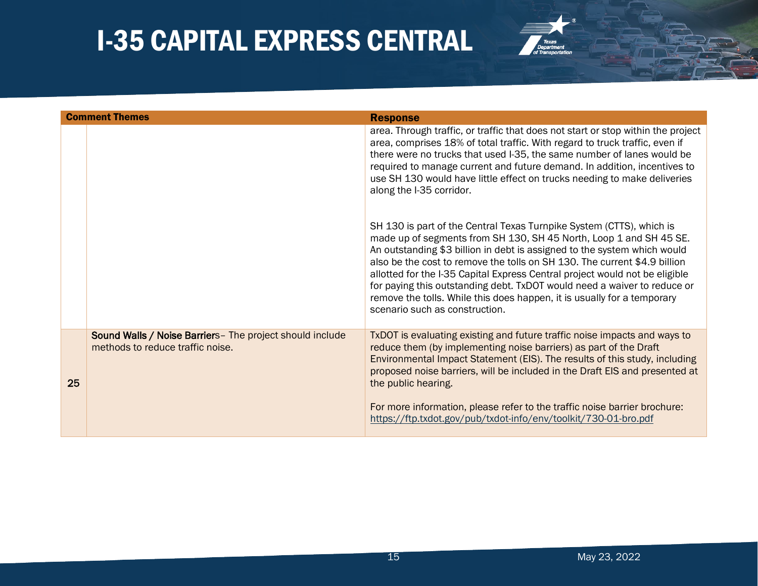| | Comment Themes | Response |
|---|---|---|
| | | area. Through traffic, or traffic that does not start or stop within the project area, comprises 18% of total traffic. With regard to truck traffic, even if there were no trucks that used I-35, the same number of lanes would be required to manage current and future demand. In addition, incentives to use SH 130 would have little effect on trucks needing to make deliveries along the I-35 corridor.<br><br>SH 130 is part of the Central Texas Turnpike System (CTTS), which is made up of segments from SH 130, SH 45 North, Loop 1 and SH 45 SE. An outstanding $3 billion in debt is assigned to the system which would also be the cost to remove the tolls on SH 130. The current $4.9 billion allotted for the I-35 Capital Express Central project would not be eligible for paying this outstanding debt. TxDOT would need a waiver to reduce or remove the tolls. While this does happen, it is usually for a temporary scenario such as construction. |
| 25 | **Sound Walls / Noise Barriers**– The project should include methods to reduce traffic noise. | TxDOT is evaluating existing and future traffic noise impacts and ways to reduce them (by implementing noise barriers) as part of the Draft Environmental Impact Statement (EIS). The results of this study, including proposed noise barriers, will be included in the Draft EIS and presented at the public hearing.<br><br>For more information, please refer to the traffic noise barrier brochure: https://ftp.txdot.gov/pub/txdot-info/env/toolkit/730-01-bro.pdf |